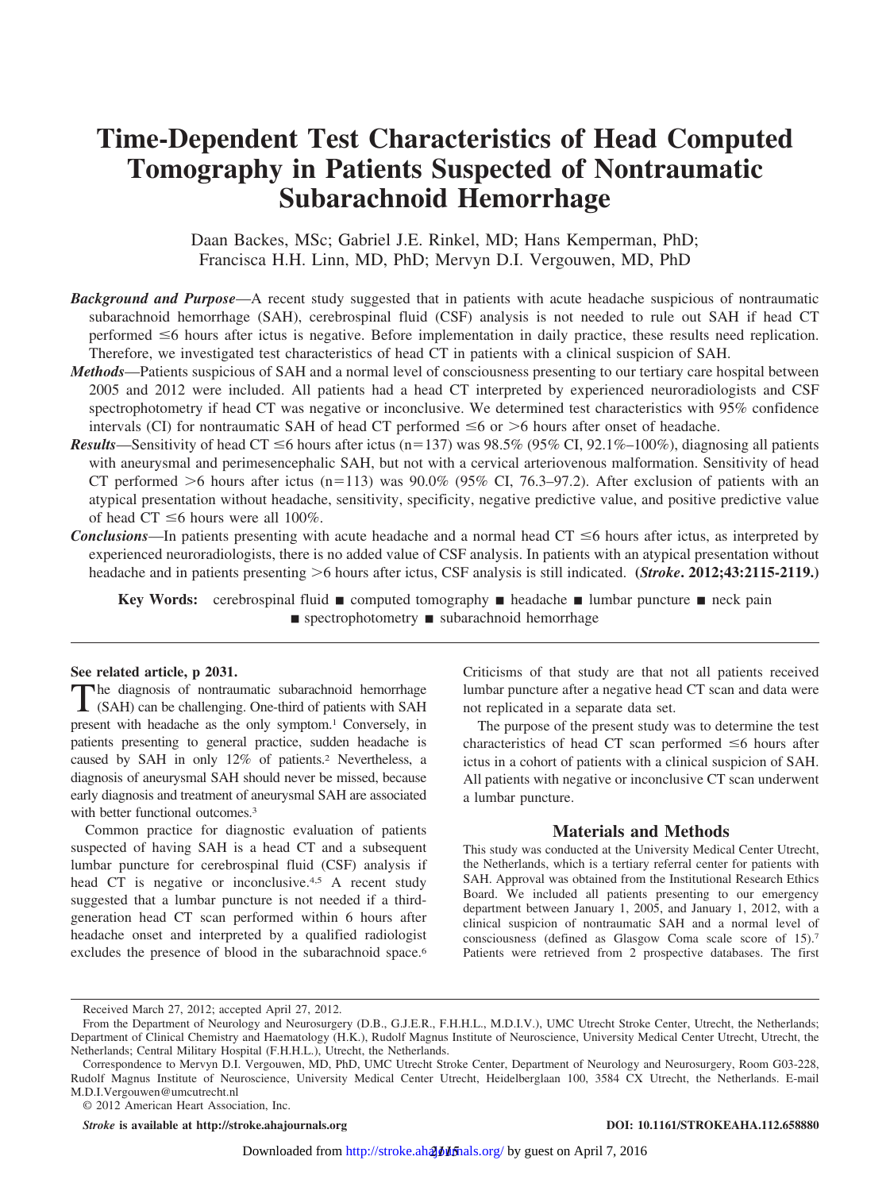# Time-Dependent Test Characteristics of Head Computed Tomography in Patients Suspected of Nontraumatic Subarachnoid Hemorrhage

Daan Backes, MSc; Gabriel J.E. Rinkel, MD; Hans Kemperman, PhD; Francisca H.H. Linn, MD, PhD; Mervyn D.I. Vergouwen, MD, PhD

***Background and Purpose***—A recent study suggested that in patients with acute headache suspicious of nontraumatic subarachnoid hemorrhage (SAH), cerebrospinal fluid (CSF) analysis is not needed to rule out SAH if head CT performed ≤6 hours after ictus is negative. Before implementation in daily practice, these results need replication. Therefore, we investigated test characteristics of head CT in patients with a clinical suspicion of SAH.

***Methods***—Patients suspicious of SAH and a normal level of consciousness presenting to our tertiary care hospital between 2005 and 2012 were included. All patients had a head CT interpreted by experienced neuroradiologists and CSF spectrophotometry if head CT was negative or inconclusive. We determined test characteristics with 95% confidence intervals (CI) for nontraumatic SAH of head CT performed ≤6 or >6 hours after onset of headache.

***Results***—Sensitivity of head CT ≤6 hours after ictus (n=137) was 98.5% (95% CI, 92.1%–100%), diagnosing all patients with aneurysmal and perimesencephalic SAH, but not with a cervical arteriovenous malformation. Sensitivity of head CT performed >6 hours after ictus (n=113) was 90.0% (95% CI, 76.3–97.2). After exclusion of patients with an atypical presentation without headache, sensitivity, specificity, negative predictive value, and positive predictive value of head CT ≤6 hours were all 100%.

***Conclusions***—In patients presenting with acute headache and a normal head CT ≤6 hours after ictus, as interpreted by experienced neuroradiologists, there is no added value of CSF analysis. In patients with an atypical presentation without headache and in patients presenting >6 hours after ictus, CSF analysis is still indicated. **(*Stroke*. 2012;43:2115-2119.)**

**Key Words:** cerebrospinal fluid ■ computed tomography ■ headache ■ lumbar puncture ■ neck pain ■ spectrophotometry ■ subarachnoid hemorrhage

**See related article, p 2031.**

The diagnosis of nontraumatic subarachnoid hemorrhage (SAH) can be challenging. One-third of patients with SAH present with headache as the only symptom.[1] Conversely, in patients presenting to general practice, sudden headache is caused by SAH in only 12% of patients.[2] Nevertheless, a diagnosis of aneurysmal SAH should never be missed, because early diagnosis and treatment of aneurysmal SAH are associated with better functional outcomes.[3]

Common practice for diagnostic evaluation of patients suspected of having SAH is a head CT and a subsequent lumbar puncture for cerebrospinal fluid (CSF) analysis if head CT is negative or inconclusive.[4,5] A recent study suggested that a lumbar puncture is not needed if a third-generation head CT scan performed within 6 hours after headache onset and interpreted by a qualified radiologist excludes the presence of blood in the subarachnoid space.[6] Criticisms of that study are that not all patients received lumbar puncture after a negative head CT scan and data were not replicated in a separate data set.

The purpose of the present study was to determine the test characteristics of head CT scan performed ≤6 hours after ictus in a cohort of patients with a clinical suspicion of SAH. All patients with negative or inconclusive CT scan underwent a lumbar puncture.

## Materials and Methods

This study was conducted at the University Medical Center Utrecht, the Netherlands, which is a tertiary referral center for patients with SAH. Approval was obtained from the Institutional Research Ethics Board. We included all patients presenting to our emergency department between January 1, 2005, and January 1, 2012, with a clinical suspicion of nontraumatic SAH and a normal level of consciousness (defined as Glasgow Coma scale score of 15).[7] Patients were retrieved from 2 prospective databases. The first

Received March 27, 2012; accepted April 27, 2012.

From the Department of Neurology and Neurosurgery (D.B., G.J.E.R., F.H.H.L., M.D.I.V.), UMC Utrecht Stroke Center, Utrecht, the Netherlands; Department of Clinical Chemistry and Haematology (H.K.), Rudolf Magnus Institute of Neuroscience, University Medical Center Utrecht, Utrecht, the Netherlands; Central Military Hospital (F.H.H.L.), Utrecht, the Netherlands.

Correspondence to Mervyn D.I. Vergouwen, MD, PhD, UMC Utrecht Stroke Center, Department of Neurology and Neurosurgery, Room G03-228, Rudolf Magnus Institute of Neuroscience, University Medical Center Utrecht, Heidelberglaan 100, 3584 CX Utrecht, the Netherlands. E-mail M.D.I.Vergouwen@umcutrecht.nl

© 2012 American Heart Association, Inc.

*Stroke* is available at http://stroke.ahajournals.org DOI: 10.1161/STROKEAHA.112.658880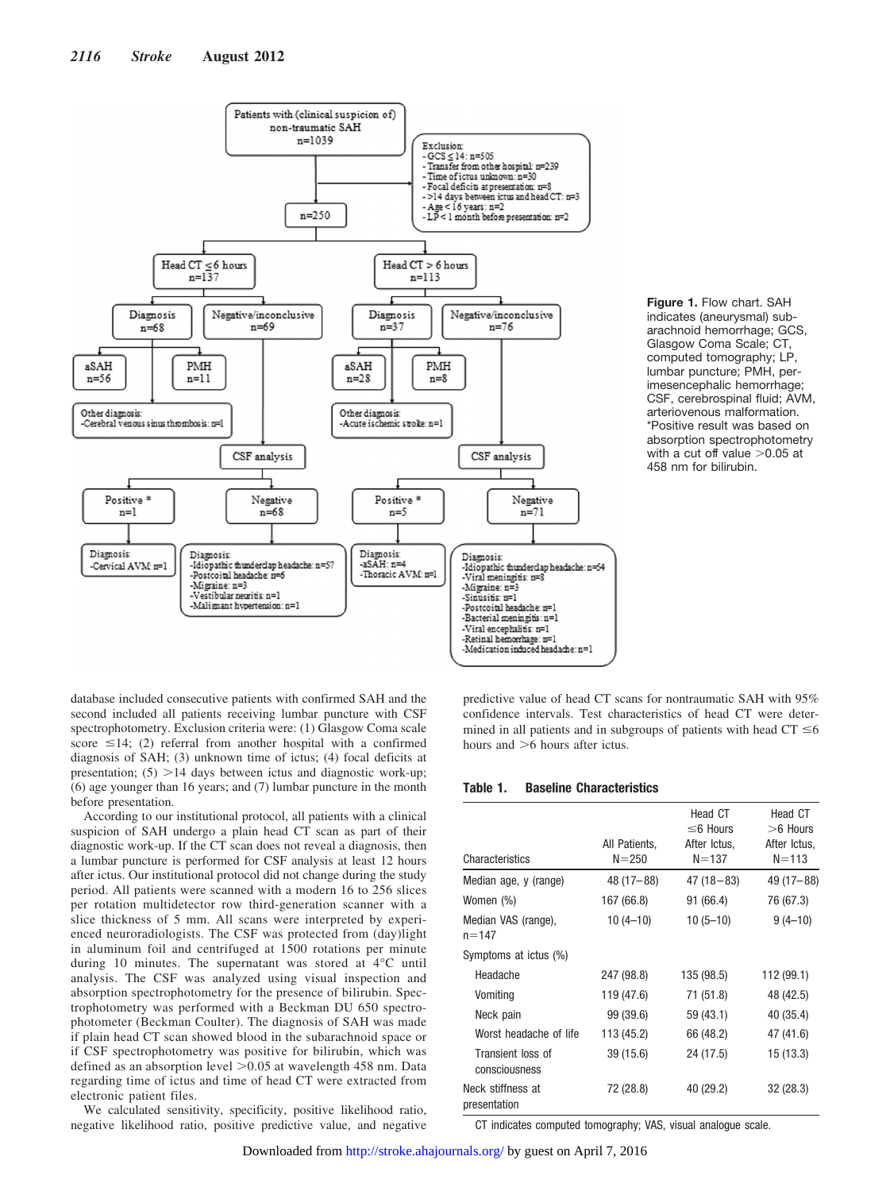Patients with (clinical suspicion of) non-traumatic SAH
n=1039

Exclusion:
- GCS ≤ 14: n=505
- Transfer from other hospital: n=239
- Time of ictus unknown: n=30
- Focal deficits at presentation: n=8
- >14 days between ictus and head CT: n=3
- Age < 16 years: n=2
- LP < 1 month before presentation: n=2

n=250

Head CT ≤6 hours n=137

- Diagnosis n=68
  - aSAH n=56
  - PMH n=11
  - Other diagnosis: -Cerebral venous sinus thrombosis: n=1
- Negative/inconclusive n=69
  - CSF analysis
    - Positive * n=1
      - Diagnosis: -Cervical AVM: n=1
    - Negative n=68
      - Diagnosis: -Idiopathic thunderclap headache: n=57 -Postcoital headache: n=6 -Migraine: n=3 -Vestibular neuritis: n=1 -Malignant hypertension: n=1

Head CT > 6 hours n=113

- Diagnosis n=37
  - aSAH n=28
  - PMH n=8
  - Other diagnosis: -Acute ischemic stroke: n=1
- Negative/inconclusive n=76
  - CSF analysis
    - Positive * n=5
      - Diagnosis: -aSAH: n=4 -Thoracic AVM: n=1
    - Negative n=71
      - Diagnosis: -Idiopathic thunderclap headache: n=54 -Viral meningitis: n=8 -Migraine: n=3 -Sinusitis: n=1 -Postcoital headache: n=1 -Bacterial meningitis: n=1 -Viral encephalitis: n=1 -Retinal hemorrhage: n=1 -Medication induced headache: n=1

**Figure 1.** Flow chart. SAH indicates (aneurysmal) subarachnoid hemorrhage; GCS, Glasgow Coma Scale; CT, computed tomography; LP, lumbar puncture; PMH, perimesencephalic hemorrhage; CSF, cerebrospinal fluid; AVM, arteriovenous malformation. *Positive result was based on absorption spectrophotometry with a cut off value >0.05 at 458 nm for bilirubin.

database included consecutive patients with confirmed SAH and the second included all patients receiving lumbar puncture with CSF spectrophotometry. Exclusion criteria were: (1) Glasgow Coma scale score ≤14; (2) referral from another hospital with a confirmed diagnosis of SAH; (3) unknown time of ictus; (4) focal deficits at presentation; (5) >14 days between ictus and diagnostic work-up; (6) age younger than 16 years; and (7) lumbar puncture in the month before presentation.

According to our institutional protocol, all patients with a clinical suspicion of SAH undergo a plain head CT scan as part of their diagnostic work-up. If the CT scan does not reveal a diagnosis, then a lumbar puncture is performed for CSF analysis at least 12 hours after ictus. Our institutional protocol did not change during the study period. All patients were scanned with a modern 16 to 256 slices per rotation multidetector row third-generation scanner with a slice thickness of 5 mm. All scans were interpreted by experienced neuroradiologists. The CSF was protected from (day)light in aluminum foil and centrifuged at 1500 rotations per minute during 10 minutes. The supernatant was stored at 4°C until analysis. The CSF was analyzed using visual inspection and absorption spectrophotometry for the presence of bilirubin. Spectrophotometry was performed with a Beckman DU 650 spectrophotometer (Beckman Coulter). The diagnosis of SAH was made if plain head CT scan showed blood in the subarachnoid space or if CSF spectrophotometry was positive for bilirubin, which was defined as an absorption level >0.05 at wavelength 458 nm. Data regarding time of ictus and time of head CT were extracted from electronic patient files.

We calculated sensitivity, specificity, positive likelihood ratio, negative likelihood ratio, positive predictive value, and negative predictive value of head CT scans for nontraumatic SAH with 95% confidence intervals. Test characteristics of head CT were determined in all patients and in subgroups of patients with head CT ≤6 hours and >6 hours after ictus.

**Table 1. Baseline Characteristics**

| Characteristics | All Patients, N=250 | Head CT ≤6 Hours After Ictus, N=137 | Head CT >6 Hours After Ictus, N=113 |
|---|---|---|---|
| Median age, y (range) | 48 (17–88) | 47 (18–83) | 49 (17–88) |
| Women (%) | 167 (66.8) | 91 (66.4) | 76 (67.3) |
| Median VAS (range), n=147 | 10 (4–10) | 10 (5–10) | 9 (4–10) |
| Symptoms at ictus (%) | | | |
| Headache | 247 (98.8) | 135 (98.5) | 112 (99.1) |
| Vomiting | 119 (47.6) | 71 (51.8) | 48 (42.5) |
| Neck pain | 99 (39.6) | 59 (43.1) | 40 (35.4) |
| Worst headache of life | 113 (45.2) | 66 (48.2) | 47 (41.6) |
| Transient loss of consciousness | 39 (15.6) | 24 (17.5) | 15 (13.3) |
| Neck stiffness at presentation | 72 (28.8) | 40 (29.2) | 32 (28.3) |

CT indicates computed tomography; VAS, visual analogue scale.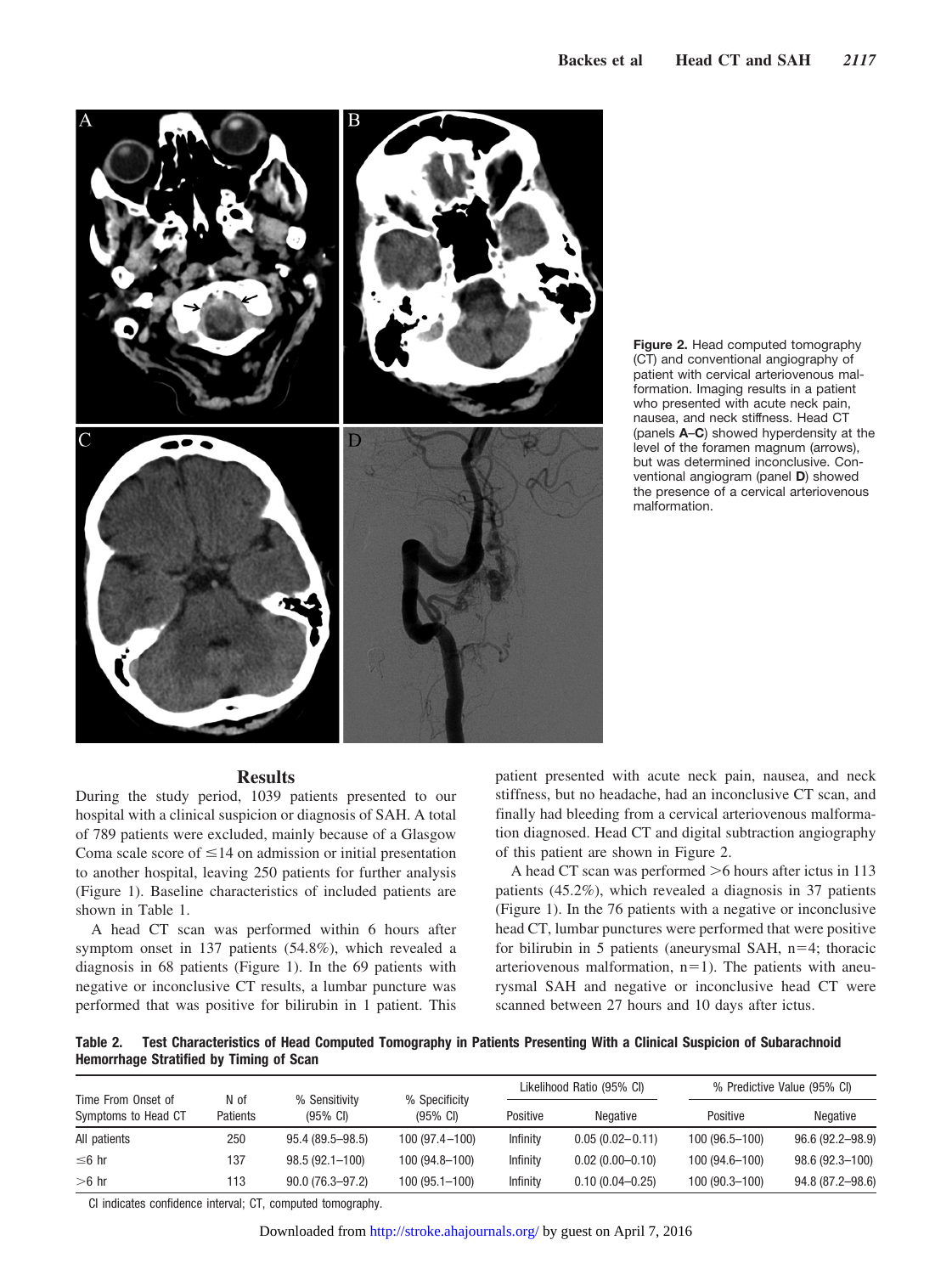**Figure 2.** Head computed tomography (CT) and conventional angiography of patient with cervical arteriovenous malformation. Imaging results in a patient who presented with acute neck pain, nausea, and neck stiffness. Head CT (panels **A**–**C**) showed hyperdensity at the level of the foramen magnum (arrows), but was determined inconclusive. Conventional angiogram (panel **D**) showed the presence of a cervical arteriovenous malformation.

## Results

During the study period, 1039 patients presented to our hospital with a clinical suspicion or diagnosis of SAH. A total of 789 patients were excluded, mainly because of a Glasgow Coma scale score of ≤14 on admission or initial presentation to another hospital, leaving 250 patients for further analysis (Figure 1). Baseline characteristics of included patients are shown in Table 1.

A head CT scan was performed within 6 hours after symptom onset in 137 patients (54.8%), which revealed a diagnosis in 68 patients (Figure 1). In the 69 patients with negative or inconclusive CT results, a lumbar puncture was performed that was positive for bilirubin in 1 patient. This patient presented with acute neck pain, nausea, and neck stiffness, but no headache, had an inconclusive CT scan, and finally had bleeding from a cervical arteriovenous malformation diagnosed. Head CT and digital subtraction angiography of this patient are shown in Figure 2.

A head CT scan was performed >6 hours after ictus in 113 patients (45.2%), which revealed a diagnosis in 37 patients (Figure 1). In the 76 patients with a negative or inconclusive head CT, lumbar punctures were performed that were positive for bilirubin in 5 patients (aneurysmal SAH, n=4; thoracic arteriovenous malformation, n=1). The patients with aneurysmal SAH and negative or inconclusive head CT were scanned between 27 hours and 10 days after ictus.

**Table 2. Test Characteristics of Head Computed Tomography in Patients Presenting With a Clinical Suspicion of Subarachnoid Hemorrhage Stratified by Timing of Scan**

| Time From Onset of Symptoms to Head CT | N of Patients | % Sensitivity (95% CI) | % Specificity (95% CI) | Likelihood Ratio (95% CI) | | % Predictive Value (95% CI) | |
|---|---|---|---|---|---|---|---|
| | | | | Positive | Negative | Positive | Negative |
| All patients | 250 | 95.4 (89.5–98.5) | 100 (97.4–100) | Infinity | 0.05 (0.02–0.11) | 100 (96.5–100) | 96.6 (92.2–98.9) |
| ≤6 hr | 137 | 98.5 (92.1–100) | 100 (94.8–100) | Infinity | 0.02 (0.00–0.10) | 100 (94.6–100) | 98.6 (92.3–100) |
| >6 hr | 113 | 90.0 (76.3–97.2) | 100 (95.1–100) | Infinity | 0.10 (0.04–0.25) | 100 (90.3–100) | 94.8 (87.2–98.6) |

CI indicates confidence interval; CT, computed tomography.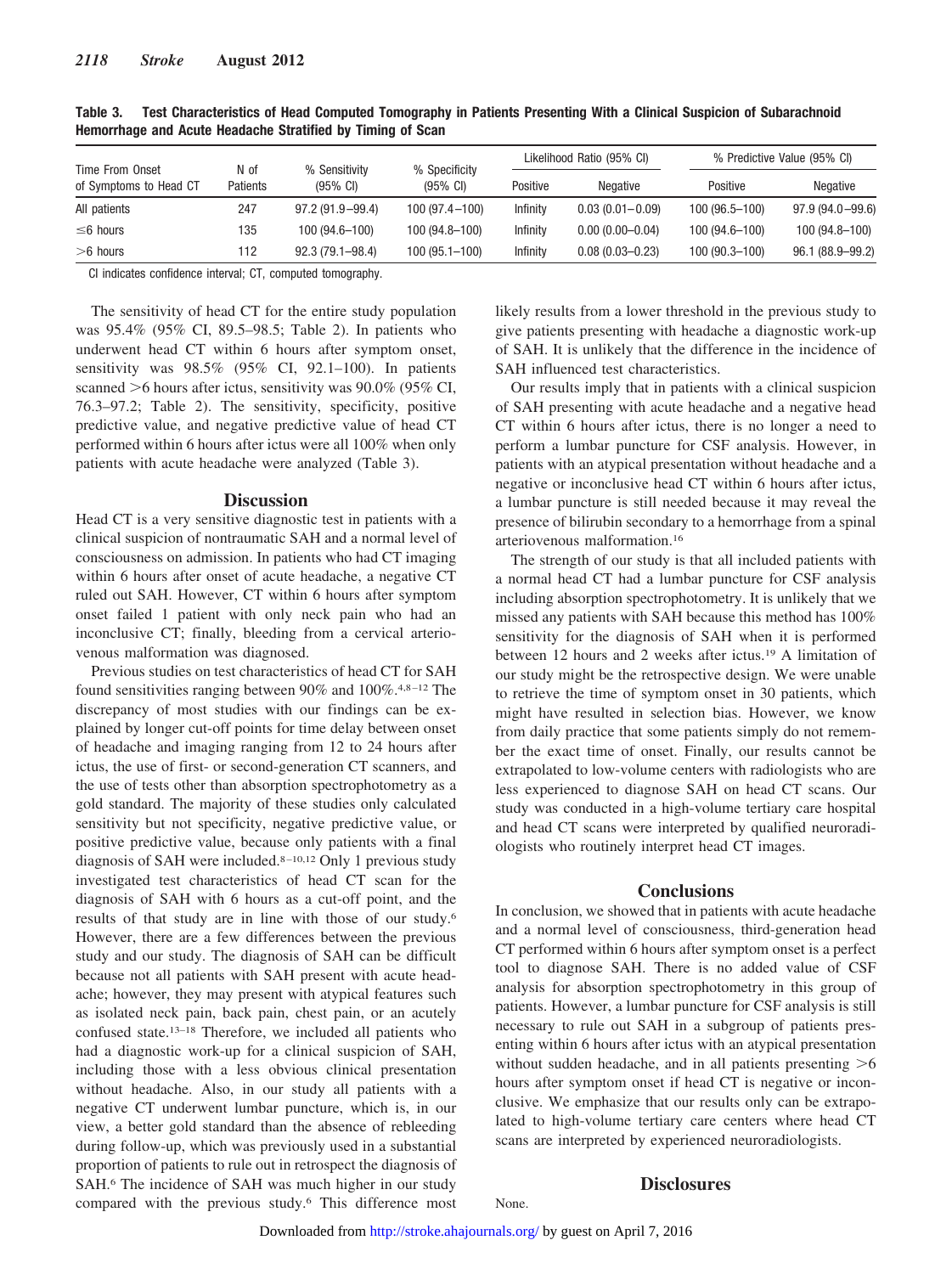**Table 3. Test Characteristics of Head Computed Tomography in Patients Presenting With a Clinical Suspicion of Subarachnoid Hemorrhage and Acute Headache Stratified by Timing of Scan**

| Time From Onset of Symptoms to Head CT | N of Patients | % Sensitivity (95% CI) | % Specificity (95% CI) | Likelihood Ratio (95% CI) | | % Predictive Value (95% CI) | |
|---|---|---|---|---|---|---|---|
| | | | | Positive | Negative | Positive | Negative |
| All patients | 247 | 97.2 (91.9–99.4) | 100 (97.4–100) | Infinity | 0.03 (0.01–0.09) | 100 (96.5–100) | 97.9 (94.0–99.6) |
| ≤6 hours | 135 | 100 (94.6–100) | 100 (94.8–100) | Infinity | 0.00 (0.00–0.04) | 100 (94.6–100) | 100 (94.8–100) |
| >6 hours | 112 | 92.3 (79.1–98.4) | 100 (95.1–100) | Infinity | 0.08 (0.03–0.23) | 100 (90.3–100) | 96.1 (88.9–99.2) |

CI indicates confidence interval; CT, computed tomography.

The sensitivity of head CT for the entire study population was 95.4% (95% CI, 89.5–98.5; Table 2). In patients who underwent head CT within 6 hours after symptom onset, sensitivity was 98.5% (95% CI, 92.1–100). In patients scanned >6 hours after ictus, sensitivity was 90.0% (95% CI, 76.3–97.2; Table 2). The sensitivity, specificity, positive predictive value, and negative predictive value of head CT performed within 6 hours after ictus were all 100% when only patients with acute headache were analyzed (Table 3).

## Discussion

Head CT is a very sensitive diagnostic test in patients with a clinical suspicion of nontraumatic SAH and a normal level of consciousness on admission. In patients who had CT imaging within 6 hours after onset of acute headache, a negative CT ruled out SAH. However, CT within 6 hours after symptom onset failed 1 patient with only neck pain who had an inconclusive CT; finally, bleeding from a cervical arteriovenous malformation was diagnosed.

Previous studies on test characteristics of head CT for SAH found sensitivities ranging between 90% and 100%.[4,8–12] The discrepancy of most studies with our findings can be explained by longer cut-off points for time delay between onset of headache and imaging ranging from 12 to 24 hours after ictus, the use of first- or second-generation CT scanners, and the use of tests other than absorption spectrophotometry as a gold standard. The majority of these studies only calculated sensitivity but not specificity, negative predictive value, or positive predictive value, because only patients with a final diagnosis of SAH were included.[8–10,12] Only 1 previous study investigated test characteristics of head CT scan for the diagnosis of SAH with 6 hours as a cut-off point, and the results of that study are in line with those of our study.[6] However, there are a few differences between the previous study and our study. The diagnosis of SAH can be difficult because not all patients with SAH present with acute headache; however, they may present with atypical features such as isolated neck pain, back pain, chest pain, or an acutely confused state.[13–18] Therefore, we included all patients who had a diagnostic work-up for a clinical suspicion of SAH, including those with a less obvious clinical presentation without headache. Also, in our study all patients with a negative CT underwent lumbar puncture, which is, in our view, a better gold standard than the absence of rebleeding during follow-up, which was previously used in a substantial proportion of patients to rule out in retrospect the diagnosis of SAH.[6] The incidence of SAH was much higher in our study compared with the previous study.[6] This difference most likely results from a lower threshold in the previous study to give patients presenting with headache a diagnostic work-up of SAH. It is unlikely that the difference in the incidence of SAH influenced test characteristics.

Our results imply that in patients with a clinical suspicion of SAH presenting with acute headache and a negative head CT within 6 hours after ictus, there is no longer a need to perform a lumbar puncture for CSF analysis. However, in patients with an atypical presentation without headache and a negative or inconclusive head CT within 6 hours after ictus, a lumbar puncture is still needed because it may reveal the presence of bilirubin secondary to a hemorrhage from a spinal arteriovenous malformation.[16]

The strength of our study is that all included patients with a normal head CT had a lumbar puncture for CSF analysis including absorption spectrophotometry. It is unlikely that we missed any patients with SAH because this method has 100% sensitivity for the diagnosis of SAH when it is performed between 12 hours and 2 weeks after ictus.[19] A limitation of our study might be the retrospective design. We were unable to retrieve the time of symptom onset in 30 patients, which might have resulted in selection bias. However, we know from daily practice that some patients simply do not remember the exact time of onset. Finally, our results cannot be extrapolated to low-volume centers with radiologists who are less experienced to diagnose SAH on head CT scans. Our study was conducted in a high-volume tertiary care hospital and head CT scans were interpreted by qualified neuroradiologists who routinely interpret head CT images.

## Conclusions

In conclusion, we showed that in patients with acute headache and a normal level of consciousness, third-generation head CT performed within 6 hours after symptom onset is a perfect tool to diagnose SAH. There is no added value of CSF analysis for absorption spectrophotometry in this group of patients. However, a lumbar puncture for CSF analysis is still necessary to rule out SAH in a subgroup of patients presenting within 6 hours after ictus with an atypical presentation without sudden headache, and in all patients presenting >6 hours after symptom onset if head CT is negative or inconclusive. We emphasize that our results only can be extrapolated to high-volume tertiary care centers where head CT scans are interpreted by experienced neuroradiologists.

## Disclosures

None.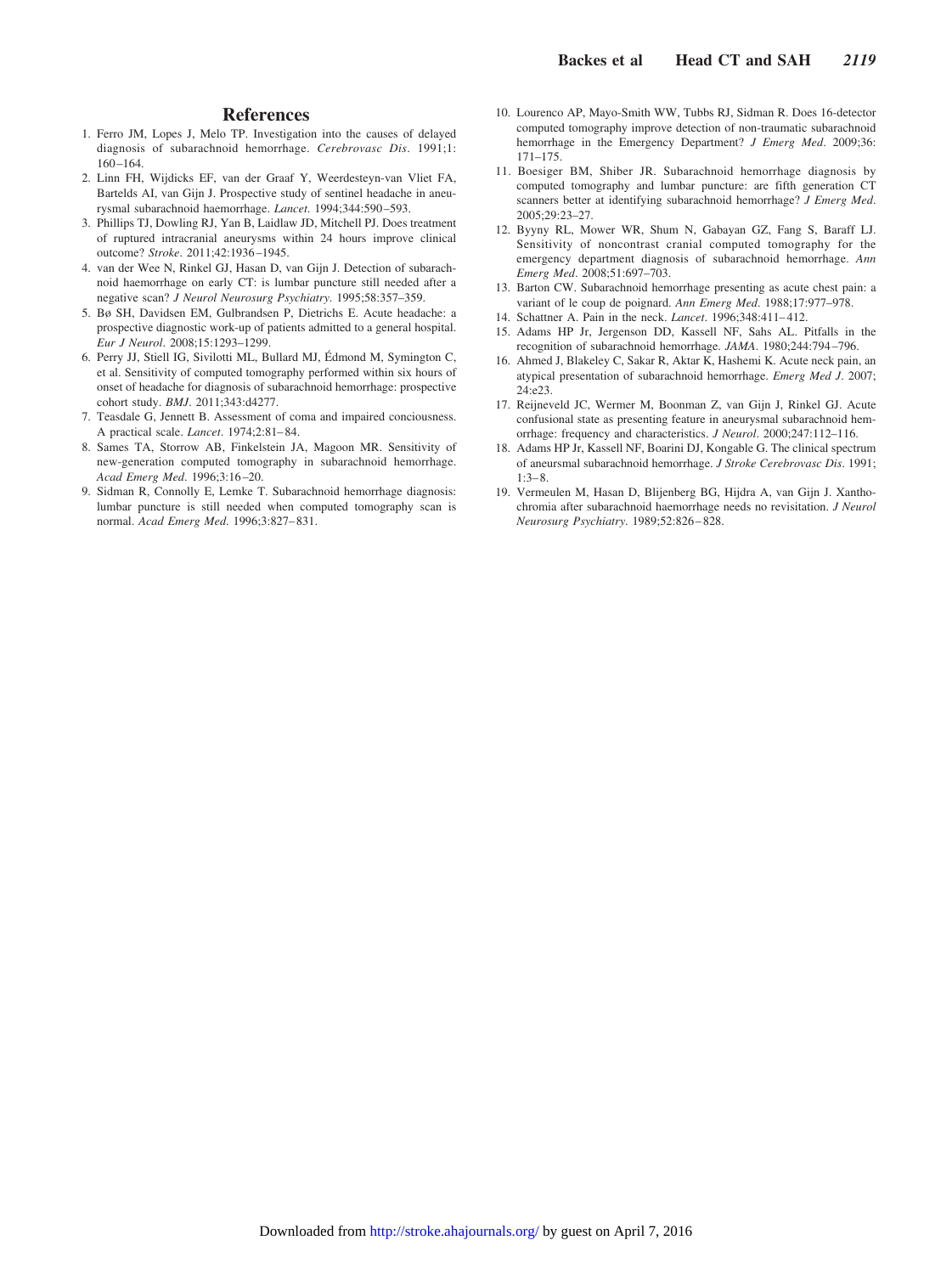## References

1. Ferro JM, Lopes J, Melo TP. Investigation into the causes of delayed diagnosis of subarachnoid hemorrhage. *Cerebrovasc Dis*. 1991;1:160–164.
2. Linn FH, Wijdicks EF, van der Graaf Y, Weerdesteyn-van Vliet FA, Bartelds AI, van Gijn J. Prospective study of sentinel headache in aneurysmal subarachnoid haemorrhage. *Lancet*. 1994;344:590–593.
3. Phillips TJ, Dowling RJ, Yan B, Laidlaw JD, Mitchell PJ. Does treatment of ruptured intracranial aneurysms within 24 hours improve clinical outcome? *Stroke*. 2011;42:1936–1945.
4. van der Wee N, Rinkel GJ, Hasan D, van Gijn J. Detection of subarachnoid haemorrhage on early CT: is lumbar puncture still needed after a negative scan? *J Neurol Neurosurg Psychiatry*. 1995;58:357–359.
5. Bø SH, Davidsen EM, Gulbrandsen P, Dietrichs E. Acute headache: a prospective diagnostic work-up of patients admitted to a general hospital. *Eur J Neurol*. 2008;15:1293–1299.
6. Perry JJ, Stiell IG, Sivilotti ML, Bullard MJ, Émond M, Symington C, et al. Sensitivity of computed tomography performed within six hours of onset of headache for diagnosis of subarachnoid hemorrhage: prospective cohort study. *BMJ*. 2011;343:d4277.
7. Teasdale G, Jennett B. Assessment of coma and impaired conciousness. A practical scale. *Lancet*. 1974;2:81–84.
8. Sames TA, Storrow AB, Finkelstein JA, Magoon MR. Sensitivity of new-generation computed tomography in subarachnoid hemorrhage. *Acad Emerg Med*. 1996;3:16–20.
9. Sidman R, Connolly E, Lemke T. Subarachnoid hemorrhage diagnosis: lumbar puncture is still needed when computed tomography scan is normal. *Acad Emerg Med*. 1996;3:827–831.
10. Lourenco AP, Mayo-Smith WW, Tubbs RJ, Sidman R. Does 16-detector computed tomography improve detection of non-traumatic subarachnoid hemorrhage in the Emergency Department? *J Emerg Med*. 2009;36:171–175.
11. Boesiger BM, Shiber JR. Subarachnoid hemorrhage diagnosis by computed tomography and lumbar puncture: are fifth generation CT scanners better at identifying subarachnoid hemorrhage? *J Emerg Med*. 2005;29:23–27.
12. Byyny RL, Mower WR, Shum N, Gabayan GZ, Fang S, Baraff LJ. Sensitivity of noncontrast cranial computed tomography for the emergency department diagnosis of subarachnoid hemorrhage. *Ann Emerg Med*. 2008;51:697–703.
13. Barton CW. Subarachnoid hemorrhage presenting as acute chest pain: a variant of le coup de poignard. *Ann Emerg Med*. 1988;17:977–978.
14. Schattner A. Pain in the neck. *Lancet*. 1996;348:411–412.
15. Adams HP Jr, Jergenson DD, Kassell NF, Sahs AL. Pitfalls in the recognition of subarachnoid hemorrhage. *JAMA*. 1980;244:794–796.
16. Ahmed J, Blakeley C, Sakar R, Aktar K, Hashemi K. Acute neck pain, an atypical presentation of subarachnoid hemorrhage. *Emerg Med J*. 2007;24:e23.
17. Reijneveld JC, Wermer M, Boonman Z, van Gijn J, Rinkel GJ. Acute confusional state as presenting feature in aneurysmal subarachnoid hemorrhage: frequency and characteristics. *J Neurol*. 2000;247:112–116.
18. Adams HP Jr, Kassell NF, Boarini DJ, Kongable G. The clinical spectrum of aneursmal subarachnoid hemorrhage. *J Stroke Cerebrovasc Dis*. 1991;1:3–8.
19. Vermeulen M, Hasan D, Blijenberg BG, Hijdra A, van Gijn J. Xanthochromia after subarachnoid haemorrhage needs no revisitation. *J Neurol Neurosurg Psychiatry*. 1989;52:826–828.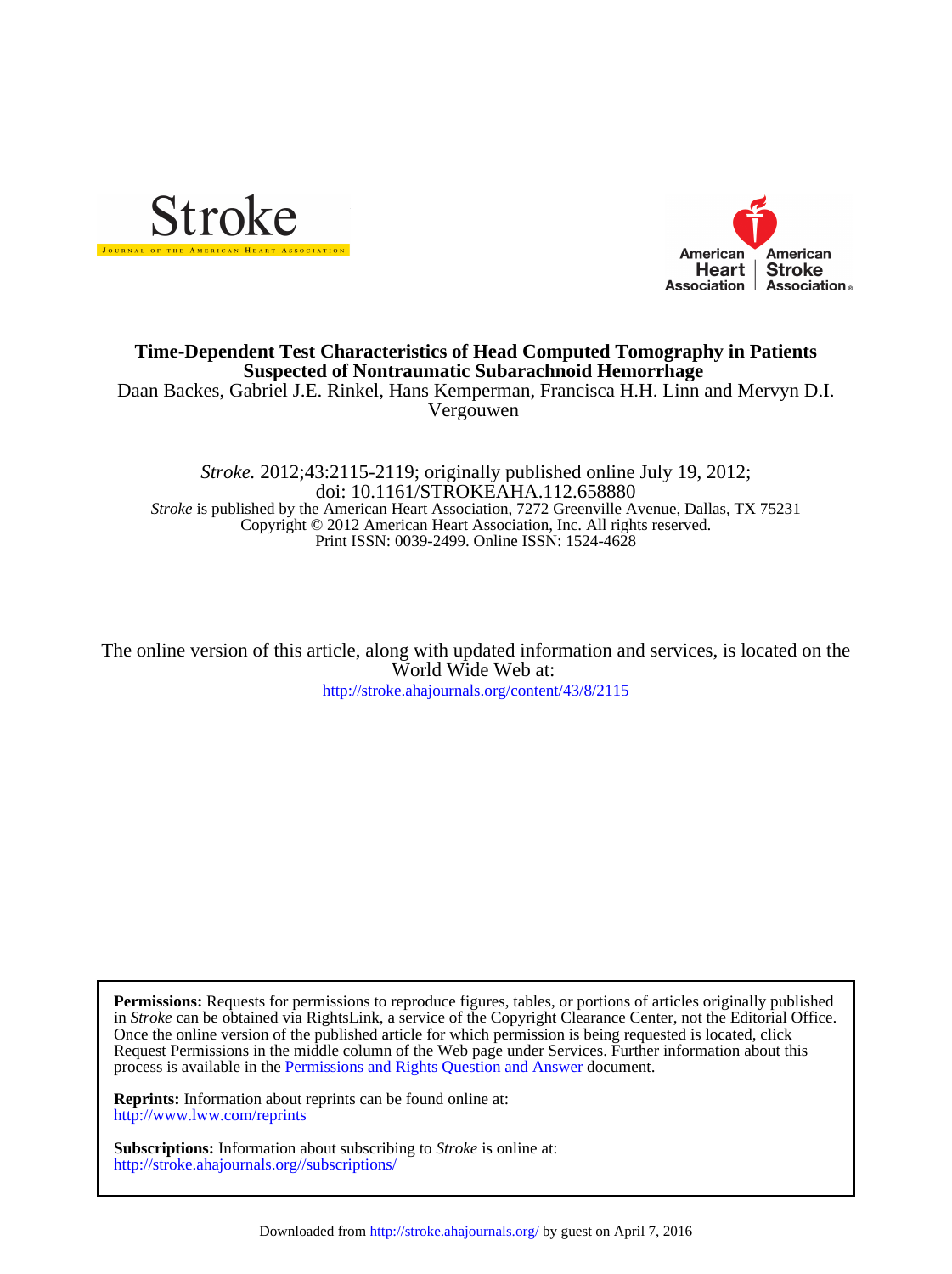# Time-Dependent Test Characteristics of Head Computed Tomography in Patients Suspected of Nontraumatic Subarachnoid Hemorrhage

Daan Backes, Gabriel J.E. Rinkel, Hans Kemperman, Francisca H.H. Linn and Mervyn D.I. Vergouwen

*Stroke.* 2012;43:2115-2119; originally published online July 19, 2012;
doi: 10.1161/STROKEAHA.112.658880
*Stroke* is published by the American Heart Association, 7272 Greenville Avenue, Dallas, TX 75231
Copyright © 2012 American Heart Association, Inc. All rights reserved.
Print ISSN: 0039-2499. Online ISSN: 1524-4628

The online version of this article, along with updated information and services, is located on the World Wide Web at:
http://stroke.ahajournals.org/content/43/8/2115

**Permissions:** Requests for permissions to reproduce figures, tables, or portions of articles originally published in *Stroke* can be obtained via RightsLink, a service of the Copyright Clearance Center, not the Editorial Office. Once the online version of the published article for which permission is being requested is located, click Request Permissions in the middle column of the Web page under Services. Further information about this process is available in the Permissions and Rights Question and Answer document.

**Reprints:** Information about reprints can be found online at:
http://www.lww.com/reprints

**Subscriptions:** Information about subscribing to *Stroke* is online at:
http://stroke.ahajournals.org//subscriptions/

Downloaded from http://stroke.ahajournals.org/ by guest on April 7, 2016